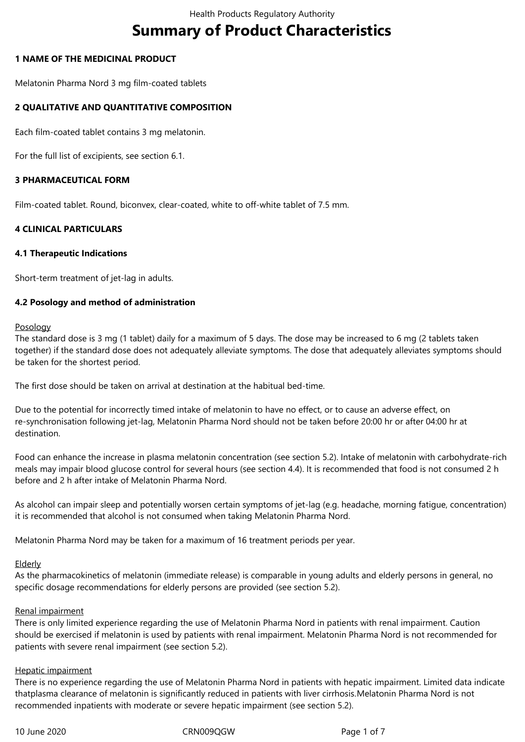# Summary of Product Characteristics

## 1 NAME OF THE MEDICINAL PRODUCT

Melatonin Pharma Nord 3 mg film-coated tablets

## 2 QUALITATIVE AND QUANTITATIVE COMPOSITION

Each film-coated tablet contains 3 mg melatonin.

For the full list of excipients, see section 6.1.

## 3 PHARMACEUTICAL FORM

Film-coated tablet. Round, biconvex, clear-coated, white to off-white tablet of 7.5 mm.

## 4 CLINICAL PARTICULARS

### 4.1 Therapeutic Indications

Short-term treatment of jet-lag in adults.

### 4.2 Posology and method of administration

Posology
The standard dose is 3 mg (1 tablet) daily for a maximum of 5 days. The dose may be increased to 6 mg (2 tablets taken together) if the standard dose does not adequately alleviate symptoms. The dose that adequately alleviates symptoms should be taken for the shortest period.

The first dose should be taken on arrival at destination at the habitual bed-time.

Due to the potential for incorrectly timed intake of melatonin to have no effect, or to cause an adverse effect, on re-synchronisation following jet-lag, Melatonin Pharma Nord should not be taken before 20:00 hr or after 04:00 hr at destination.

Food can enhance the increase in plasma melatonin concentration (see section 5.2). Intake of melatonin with carbohydrate-rich meals may impair blood glucose control for several hours (see section 4.4). It is recommended that food is not consumed 2 h before and 2 h after intake of Melatonin Pharma Nord.

As alcohol can impair sleep and potentially worsen certain symptoms of jet-lag (e.g. headache, morning fatigue, concentration) it is recommended that alcohol is not consumed when taking Melatonin Pharma Nord.

Melatonin Pharma Nord may be taken for a maximum of 16 treatment periods per year.

Elderly
As the pharmacokinetics of melatonin (immediate release) is comparable in young adults and elderly persons in general, no specific dosage recommendations for elderly persons are provided (see section 5.2).

Renal impairment
There is only limited experience regarding the use of Melatonin Pharma Nord in patients with renal impairment. Caution should be exercised if melatonin is used by patients with renal impairment. Melatonin Pharma Nord is not recommended for patients with severe renal impairment (see section 5.2).

Hepatic impairment
There is no experience regarding the use of Melatonin Pharma Nord in patients with hepatic impairment. Limited data indicate thatplasma clearance of melatonin is significantly reduced in patients with liver cirrhosis.Melatonin Pharma Nord is not recommended inpatients with moderate or severe hepatic impairment (see section 5.2).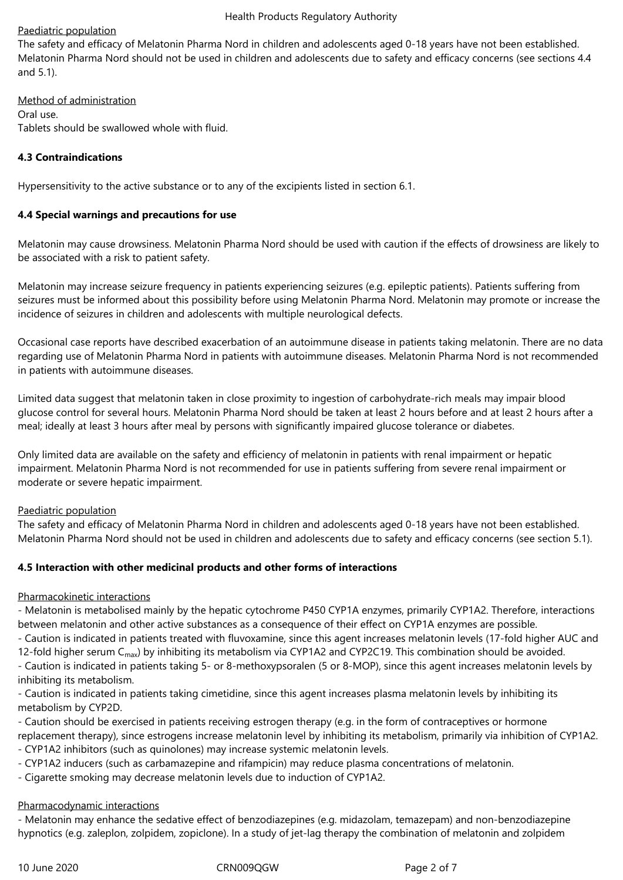Paediatric population

The safety and efficacy of Melatonin Pharma Nord in children and adolescents aged 0-18 years have not been established. Melatonin Pharma Nord should not be used in children and adolescents due to safety and efficacy concerns (see sections 4.4 and 5.1).

Method of administration

Oral use.
Tablets should be swallowed whole with fluid.

**4.3 Contraindications**

Hypersensitivity to the active substance or to any of the excipients listed in section 6.1.

**4.4 Special warnings and precautions for use**

Melatonin may cause drowsiness. Melatonin Pharma Nord should be used with caution if the effects of drowsiness are likely to be associated with a risk to patient safety.

Melatonin may increase seizure frequency in patients experiencing seizures (e.g. epileptic patients). Patients suffering from seizures must be informed about this possibility before using Melatonin Pharma Nord. Melatonin may promote or increase the incidence of seizures in children and adolescents with multiple neurological defects.

Occasional case reports have described exacerbation of an autoimmune disease in patients taking melatonin. There are no data regarding use of Melatonin Pharma Nord in patients with autoimmune diseases. Melatonin Pharma Nord is not recommended in patients with autoimmune diseases.

Limited data suggest that melatonin taken in close proximity to ingestion of carbohydrate-rich meals may impair blood glucose control for several hours. Melatonin Pharma Nord should be taken at least 2 hours before and at least 2 hours after a meal; ideally at least 3 hours after meal by persons with significantly impaired glucose tolerance or diabetes.

Only limited data are available on the safety and efficiency of melatonin in patients with renal impairment or hepatic impairment. Melatonin Pharma Nord is not recommended for use in patients suffering from severe renal impairment or moderate or severe hepatic impairment.

Paediatric population

The safety and efficacy of Melatonin Pharma Nord in children and adolescents aged 0-18 years have not been established. Melatonin Pharma Nord should not be used in children and adolescents due to safety and efficacy concerns (see section 5.1).

**4.5 Interaction with other medicinal products and other forms of interactions**

Pharmacokinetic interactions

- Melatonin is metabolised mainly by the hepatic cytochrome P450 CYP1A enzymes, primarily CYP1A2. Therefore, interactions between melatonin and other active substances as a consequence of their effect on CYP1A enzymes are possible.
- Caution is indicated in patients treated with fluvoxamine, since this agent increases melatonin levels (17-fold higher AUC and 12-fold higher serum $C_{max}$) by inhibiting its metabolism via CYP1A2 and CYP2C19. This combination should be avoided.
- Caution is indicated in patients taking 5- or 8-methoxypsoralen (5 or 8-MOP), since this agent increases melatonin levels by inhibiting its metabolism.
- Caution is indicated in patients taking cimetidine, since this agent increases plasma melatonin levels by inhibiting its metabolism by CYP2D.
- Caution should be exercised in patients receiving estrogen therapy (e.g. in the form of contraceptives or hormone replacement therapy), since estrogens increase melatonin level by inhibiting its metabolism, primarily via inhibition of CYP1A2.
- CYP1A2 inhibitors (such as quinolones) may increase systemic melatonin levels.
- CYP1A2 inducers (such as carbamazepine and rifampicin) may reduce plasma concentrations of melatonin.
- Cigarette smoking may decrease melatonin levels due to induction of CYP1A2.

Pharmacodynamic interactions

- Melatonin may enhance the sedative effect of benzodiazepines (e.g. midazolam, temazepam) and non-benzodiazepine hypnotics (e.g. zaleplon, zolpidem, zopiclone). In a study of jet-lag therapy the combination of melatonin and zolpidem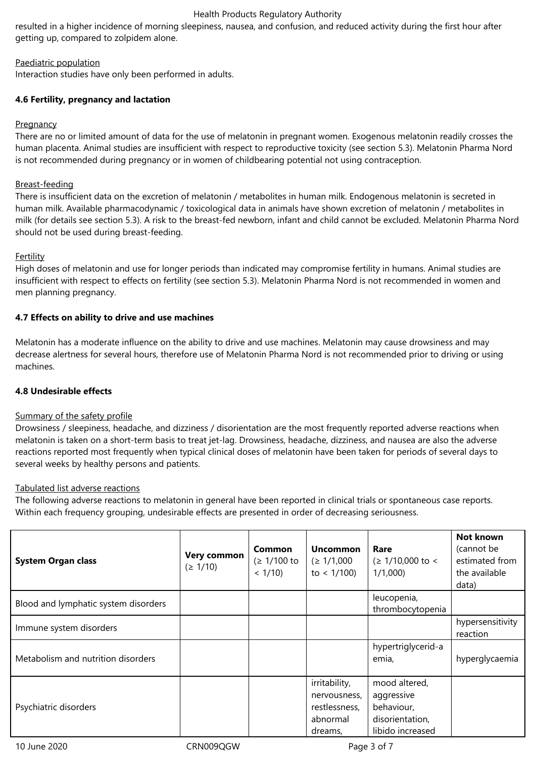resulted in a higher incidence of morning sleepiness, nausea, and confusion, and reduced activity during the first hour after getting up, compared to zolpidem alone.

Paediatric population

Interaction studies have only been performed in adults.

**4.6 Fertility, pregnancy and lactation**

Pregnancy

There are no or limited amount of data for the use of melatonin in pregnant women. Exogenous melatonin readily crosses the human placenta. Animal studies are insufficient with respect to reproductive toxicity (see section 5.3). Melatonin Pharma Nord is not recommended during pregnancy or in women of childbearing potential not using contraception.

Breast-feeding

There is insufficient data on the excretion of melatonin / metabolites in human milk. Endogenous melatonin is secreted in human milk. Available pharmacodynamic / toxicological data in animals have shown excretion of melatonin / metabolites in milk (for details see section 5.3). A risk to the breast-fed newborn, infant and child cannot be excluded. Melatonin Pharma Nord should not be used during breast-feeding.

Fertility

High doses of melatonin and use for longer periods than indicated may compromise fertility in humans. Animal studies are insufficient with respect to effects on fertility (see section 5.3). Melatonin Pharma Nord is not recommended in women and men planning pregnancy.

**4.7 Effects on ability to drive and use machines**

Melatonin has a moderate influence on the ability to drive and use machines. Melatonin may cause drowsiness and may decrease alertness for several hours, therefore use of Melatonin Pharma Nord is not recommended prior to driving or using machines.

**4.8 Undesirable effects**

Summary of the safety profile

Drowsiness / sleepiness, headache, and dizziness / disorientation are the most frequently reported adverse reactions when melatonin is taken on a short-term basis to treat jet-lag. Drowsiness, headache, dizziness, and nausea are also the adverse reactions reported most frequently when typical clinical doses of melatonin have been taken for periods of several days to several weeks by healthy persons and patients.

Tabulated list adverse reactions

The following adverse reactions to melatonin in general have been reported in clinical trials or spontaneous case reports. Within each frequency grouping, undesirable effects are presented in order of decreasing seriousness.

| System Organ class | Very common (≥ 1/10) | Common (≥ 1/100 to < 1/10) | Uncommon (≥ 1/1,000 to < 1/100) | Rare (≥ 1/10,000 to < 1/1,000) | Not known (cannot be estimated from the available data) |
|---|---|---|---|---|---|
| Blood and lymphatic system disorders | | | | leucopenia, thrombocytopenia | |
| Immune system disorders | | | | | hypersensitivity reaction |
| Metabolism and nutrition disorders | | | | hypertriglycerid-aemia, | hyperglycaemia |
| Psychiatric disorders | | | irritability, nervousness, restlessness, abnormal dreams, | mood altered, aggressive behaviour, disorientation, libido increased | |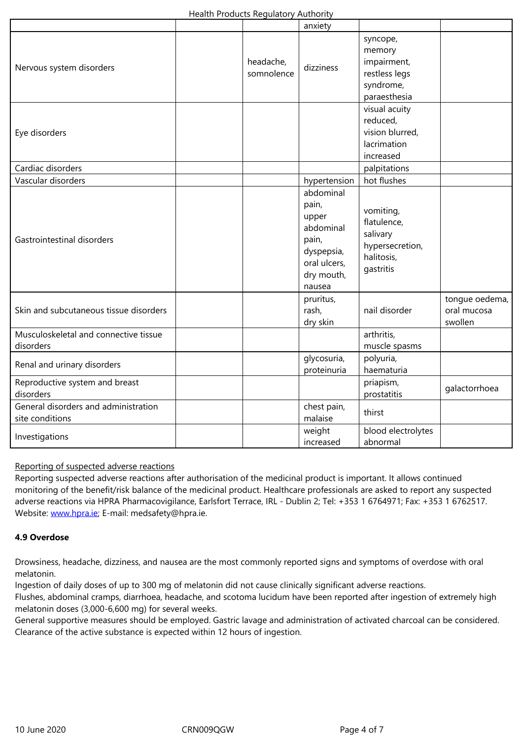| | | | | | |
|---|---|---|---|---|---|
| | | | anxiety | | |
| Nervous system disorders | | headache, somnolence | dizziness | syncope, memory impairment, restless legs syndrome, paraesthesia | |
| Eye disorders | | | | visual acuity reduced, vision blurred, lacrimation increased | |
| Cardiac disorders | | | | palpitations | |
| Vascular disorders | | | hypertension | hot flushes | |
| Gastrointestinal disorders | | | abdominal pain, upper abdominal pain, dyspepsia, oral ulcers, dry mouth, nausea | vomiting, flatulence, salivary hypersecretion, halitosis, gastritis | |
| Skin and subcutaneous tissue disorders | | | pruritus, rash, dry skin | nail disorder | tongue oedema, oral mucosa swollen |
| Musculoskeletal and connective tissue disorders | | | | arthritis, muscle spasms | |
| Renal and urinary disorders | | | glycosuria, proteinuria | polyuria, haematuria | |
| Reproductive system and breast disorders | | | | priapism, prostatitis | galactorrhoea |
| General disorders and administration site conditions | | | chest pain, malaise | thirst | |
| Investigations | | | weight increased | blood electrolytes abnormal | |

Reporting of suspected adverse reactions

Reporting suspected adverse reactions after authorisation of the medicinal product is important. It allows continued monitoring of the benefit/risk balance of the medicinal product. Healthcare professionals are asked to report any suspected adverse reactions via HPRA Pharmacovigilance, Earlsfort Terrace, IRL - Dublin 2; Tel: +353 1 6764971; Fax: +353 1 6762517. Website: www.hpra.ie; E-mail: medsafety@hpra.ie.

**4.9 Overdose**

Drowsiness, headache, dizziness, and nausea are the most commonly reported signs and symptoms of overdose with oral melatonin.

Ingestion of daily doses of up to 300 mg of melatonin did not cause clinically significant adverse reactions.

Flushes, abdominal cramps, diarrhoea, headache, and scotoma lucidum have been reported after ingestion of extremely high melatonin doses (3,000-6,600 mg) for several weeks.

General supportive measures should be employed. Gastric lavage and administration of activated charcoal can be considered. Clearance of the active substance is expected within 12 hours of ingestion.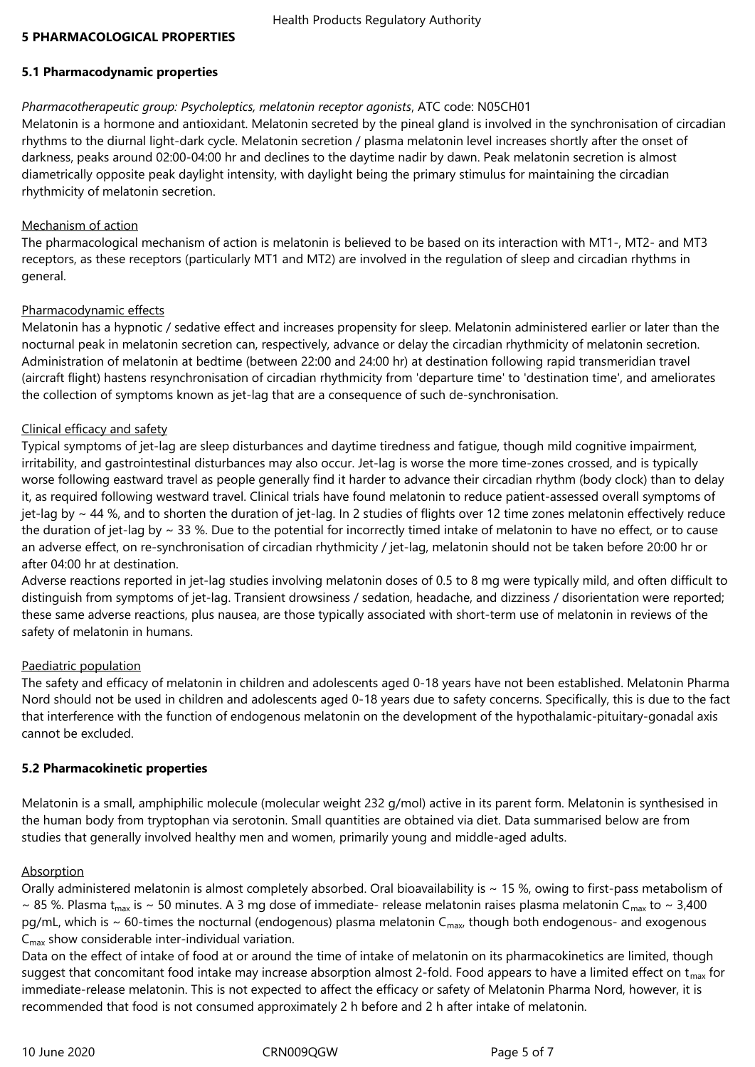## 5 PHARMACOLOGICAL PROPERTIES

### 5.1 Pharmacodynamic properties

*Pharmacotherapeutic group: Psycholeptics, melatonin receptor agonists*, ATC code: N05CH01

Melatonin is a hormone and antioxidant. Melatonin secreted by the pineal gland is involved in the synchronisation of circadian rhythms to the diurnal light-dark cycle. Melatonin secretion / plasma melatonin level increases shortly after the onset of darkness, peaks around 02:00-04:00 hr and declines to the daytime nadir by dawn. Peak melatonin secretion is almost diametrically opposite peak daylight intensity, with daylight being the primary stimulus for maintaining the circadian rhythmicity of melatonin secretion.

Mechanism of action

The pharmacological mechanism of action is melatonin is believed to be based on its interaction with MT1-, MT2- and MT3 receptors, as these receptors (particularly MT1 and MT2) are involved in the regulation of sleep and circadian rhythms in general.

Pharmacodynamic effects

Melatonin has a hypnotic / sedative effect and increases propensity for sleep. Melatonin administered earlier or later than the nocturnal peak in melatonin secretion can, respectively, advance or delay the circadian rhythmicity of melatonin secretion. Administration of melatonin at bedtime (between 22:00 and 24:00 hr) at destination following rapid transmeridian travel (aircraft flight) hastens resynchronisation of circadian rhythmicity from 'departure time' to 'destination time', and ameliorates the collection of symptoms known as jet-lag that are a consequence of such de-synchronisation.

Clinical efficacy and safety

Typical symptoms of jet-lag are sleep disturbances and daytime tiredness and fatigue, though mild cognitive impairment, irritability, and gastrointestinal disturbances may also occur. Jet-lag is worse the more time-zones crossed, and is typically worse following eastward travel as people generally find it harder to advance their circadian rhythm (body clock) than to delay it, as required following westward travel. Clinical trials have found melatonin to reduce patient-assessed overall symptoms of jet-lag by ~ 44 %, and to shorten the duration of jet-lag. In 2 studies of flights over 12 time zones melatonin effectively reduce the duration of jet-lag by ~ 33 %. Due to the potential for incorrectly timed intake of melatonin to have no effect, or to cause an adverse effect, on re-synchronisation of circadian rhythmicity / jet-lag, melatonin should not be taken before 20:00 hr or after 04:00 hr at destination.

Adverse reactions reported in jet-lag studies involving melatonin doses of 0.5 to 8 mg were typically mild, and often difficult to distinguish from symptoms of jet-lag. Transient drowsiness / sedation, headache, and dizziness / disorientation were reported; these same adverse reactions, plus nausea, are those typically associated with short-term use of melatonin in reviews of the safety of melatonin in humans.

Paediatric population

The safety and efficacy of melatonin in children and adolescents aged 0-18 years have not been established. Melatonin Pharma Nord should not be used in children and adolescents aged 0-18 years due to safety concerns. Specifically, this is due to the fact that interference with the function of endogenous melatonin on the development of the hypothalamic-pituitary-gonadal axis cannot be excluded.

### 5.2 Pharmacokinetic properties

Melatonin is a small, amphiphilic molecule (molecular weight 232 g/mol) active in its parent form. Melatonin is synthesised in the human body from tryptophan via serotonin. Small quantities are obtained via diet. Data summarised below are from studies that generally involved healthy men and women, primarily young and middle-aged adults.

Absorption

Orally administered melatonin is almost completely absorbed. Oral bioavailability is ~ 15 %, owing to first-pass metabolism of ~ 85 %. Plasma $t_{max}$ is ~ 50 minutes. A 3 mg dose of immediate- release melatonin raises plasma melatonin $C_{max}$ to ~ 3,400 pg/mL, which is ~ 60-times the nocturnal (endogenous) plasma melatonin $C_{max}$, though both endogenous- and exogenous $C_{max}$ show considerable inter-individual variation.

Data on the effect of intake of food at or around the time of intake of melatonin on its pharmacokinetics are limited, though suggest that concomitant food intake may increase absorption almost 2-fold. Food appears to have a limited effect on $t_{max}$ for immediate-release melatonin. This is not expected to affect the efficacy or safety of Melatonin Pharma Nord, however, it is recommended that food is not consumed approximately 2 h before and 2 h after intake of melatonin.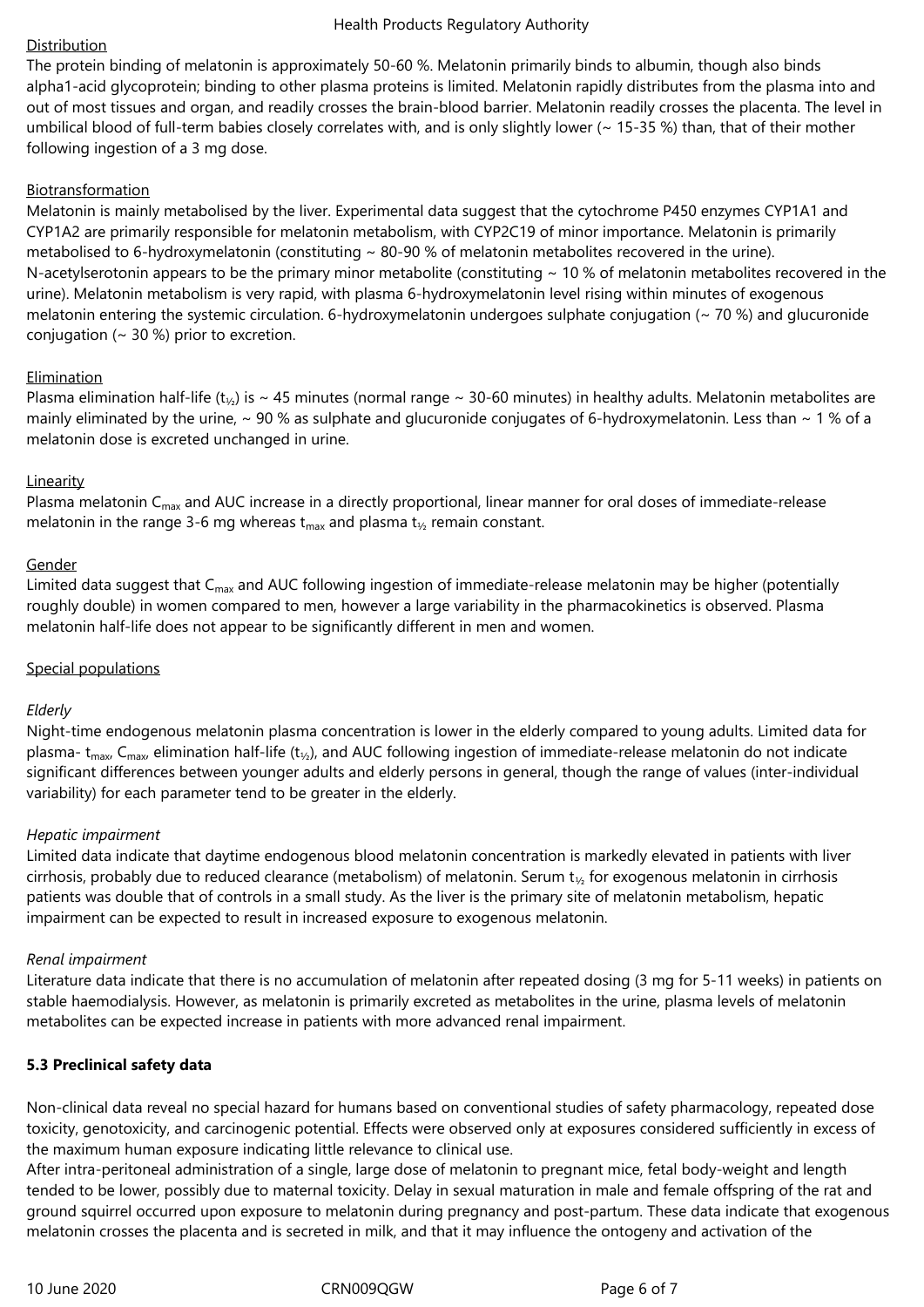Distribution

The protein binding of melatonin is approximately 50-60 %. Melatonin primarily binds to albumin, though also binds alpha1-acid glycoprotein; binding to other plasma proteins is limited. Melatonin rapidly distributes from the plasma into and out of most tissues and organ, and readily crosses the brain-blood barrier. Melatonin readily crosses the placenta. The level in umbilical blood of full-term babies closely correlates with, and is only slightly lower (~ 15-35 %) than, that of their mother following ingestion of a 3 mg dose.

Biotransformation

Melatonin is mainly metabolised by the liver. Experimental data suggest that the cytochrome P450 enzymes CYP1A1 and CYP1A2 are primarily responsible for melatonin metabolism, with CYP2C19 of minor importance. Melatonin is primarily metabolised to 6-hydroxymelatonin (constituting ~ 80-90 % of melatonin metabolites recovered in the urine). N-acetylserotonin appears to be the primary minor metabolite (constituting ~ 10 % of melatonin metabolites recovered in the urine). Melatonin metabolism is very rapid, with plasma 6-hydroxymelatonin level rising within minutes of exogenous melatonin entering the systemic circulation. 6-hydroxymelatonin undergoes sulphate conjugation (~ 70 %) and glucuronide conjugation (~ 30 %) prior to excretion.

Elimination

Plasma elimination half-life ($t_{½}$) is ~ 45 minutes (normal range ~ 30-60 minutes) in healthy adults. Melatonin metabolites are mainly eliminated by the urine, ~ 90 % as sulphate and glucuronide conjugates of 6-hydroxymelatonin. Less than ~ 1 % of a melatonin dose is excreted unchanged in urine.

Linearity

Plasma melatonin $C_{max}$ and AUC increase in a directly proportional, linear manner for oral doses of immediate-release melatonin in the range 3-6 mg whereas $t_{max}$ and plasma $t_{½}$ remain constant.

Gender

Limited data suggest that $C_{max}$ and AUC following ingestion of immediate-release melatonin may be higher (potentially roughly double) in women compared to men, however a large variability in the pharmacokinetics is observed. Plasma melatonin half-life does not appear to be significantly different in men and women.

Special populations

*Elderly*

Night-time endogenous melatonin plasma concentration is lower in the elderly compared to young adults. Limited data for plasma- $t_{max}$, $C_{max}$, elimination half-life ($t_{½}$), and AUC following ingestion of immediate-release melatonin do not indicate significant differences between younger adults and elderly persons in general, though the range of values (inter-individual variability) for each parameter tend to be greater in the elderly.

*Hepatic impairment*

Limited data indicate that daytime endogenous blood melatonin concentration is markedly elevated in patients with liver cirrhosis, probably due to reduced clearance (metabolism) of melatonin. Serum $t_{½}$ for exogenous melatonin in cirrhosis patients was double that of controls in a small study. As the liver is the primary site of melatonin metabolism, hepatic impairment can be expected to result in increased exposure to exogenous melatonin.

*Renal impairment*

Literature data indicate that there is no accumulation of melatonin after repeated dosing (3 mg for 5-11 weeks) in patients on stable haemodialysis. However, as melatonin is primarily excreted as metabolites in the urine, plasma levels of melatonin metabolites can be expected increase in patients with more advanced renal impairment.

**5.3 Preclinical safety data**

Non-clinical data reveal no special hazard for humans based on conventional studies of safety pharmacology, repeated dose toxicity, genotoxicity, and carcinogenic potential. Effects were observed only at exposures considered sufficiently in excess of the maximum human exposure indicating little relevance to clinical use.
After intra-peritoneal administration of a single, large dose of melatonin to pregnant mice, fetal body-weight and length tended to be lower, possibly due to maternal toxicity. Delay in sexual maturation in male and female offspring of the rat and ground squirrel occurred upon exposure to melatonin during pregnancy and post-partum. These data indicate that exogenous melatonin crosses the placenta and is secreted in milk, and that it may influence the ontogeny and activation of the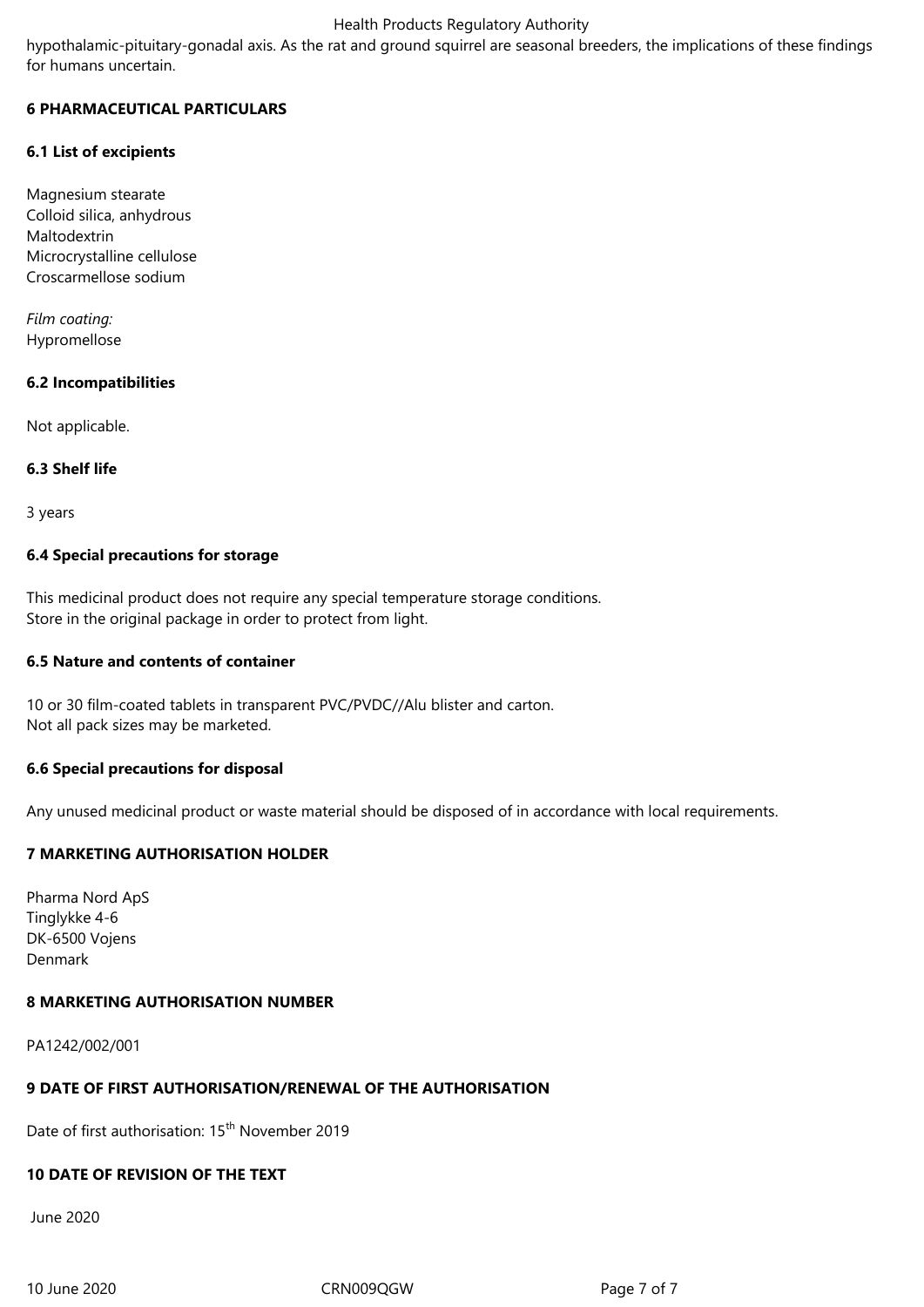hypothalamic-pituitary-gonadal axis. As the rat and ground squirrel are seasonal breeders, the implications of these findings for humans uncertain.

## 6 PHARMACEUTICAL PARTICULARS

### 6.1 List of excipients

Magnesium stearate
Colloid silica, anhydrous
Maltodextrin
Microcrystalline cellulose
Croscarmellose sodium

*Film coating:*
Hypromellose

### 6.2 Incompatibilities

Not applicable.

### 6.3 Shelf life

3 years

### 6.4 Special precautions for storage

This medicinal product does not require any special temperature storage conditions.
Store in the original package in order to protect from light.

### 6.5 Nature and contents of container

10 or 30 film-coated tablets in transparent PVC/PVDC//Alu blister and carton.
Not all pack sizes may be marketed.

### 6.6 Special precautions for disposal

Any unused medicinal product or waste material should be disposed of in accordance with local requirements.

## 7 MARKETING AUTHORISATION HOLDER

Pharma Nord ApS
Tinglykke 4-6
DK-6500 Vojens
Denmark

## 8 MARKETING AUTHORISATION NUMBER

PA1242/002/001

## 9 DATE OF FIRST AUTHORISATION/RENEWAL OF THE AUTHORISATION

Date of first authorisation: 15th November 2019

## 10 DATE OF REVISION OF THE TEXT

June 2020